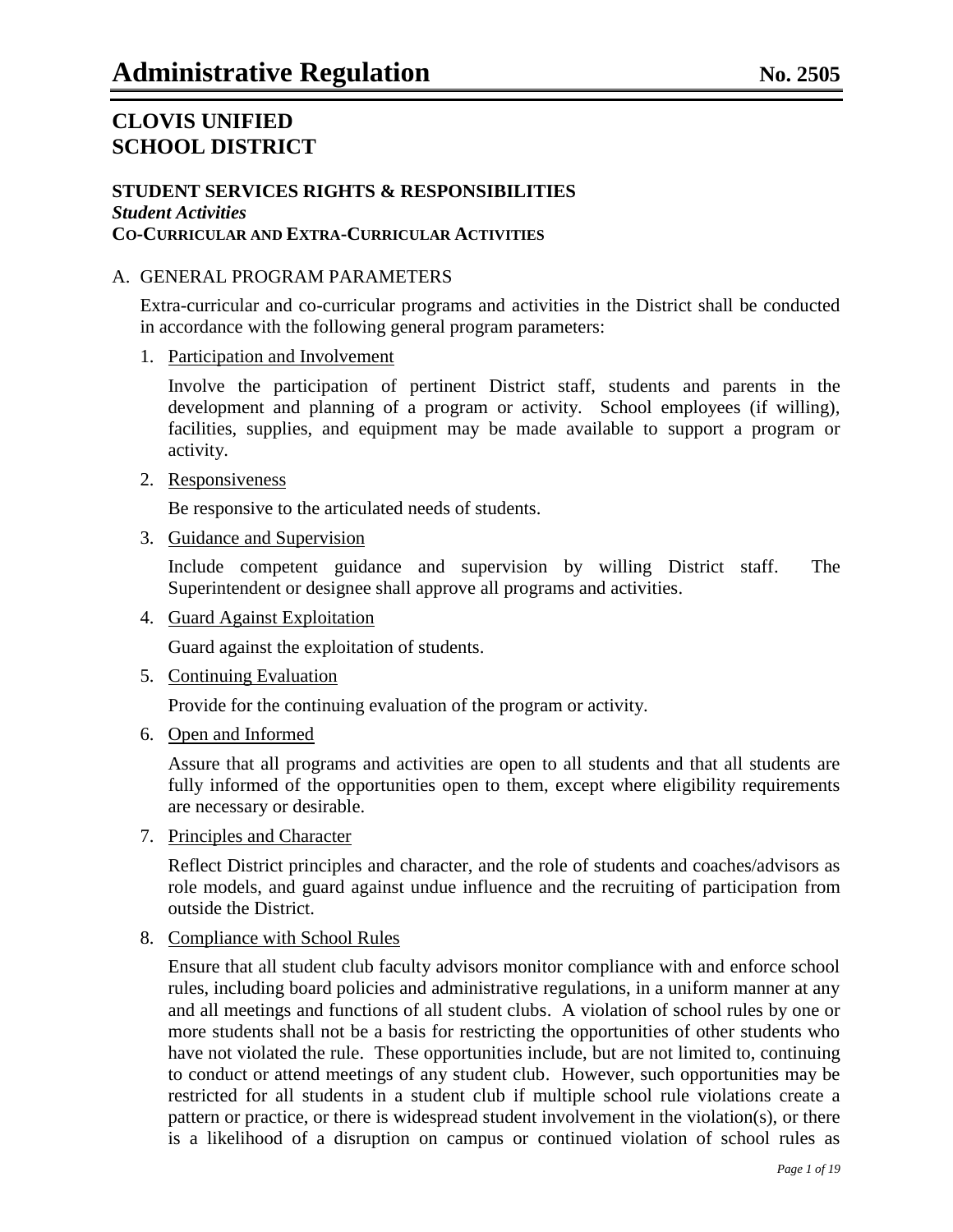# Administrative Regulation **No. 2505**

## CLOVIS UNIFIED SCHOOL DISTRICT

### STUDENT SERVICES RIGHTS & RESPONSIBILITIES
***Student Activities***
**CO-CURRICULAR AND EXTRA-CURRICULAR ACTIVITIES**

A. GENERAL PROGRAM PARAMETERS

Extra-curricular and co-curricular programs and activities in the District shall be conducted in accordance with the following general program parameters:

1. Participation and Involvement

   Involve the participation of pertinent District staff, students and parents in the development and planning of a program or activity. School employees (if willing), facilities, supplies, and equipment may be made available to support a program or activity.

2. Responsiveness

   Be responsive to the articulated needs of students.

3. Guidance and Supervision

   Include competent guidance and supervision by willing District staff. The Superintendent or designee shall approve all programs and activities.

4. Guard Against Exploitation

   Guard against the exploitation of students.

5. Continuing Evaluation

   Provide for the continuing evaluation of the program or activity.

6. Open and Informed

   Assure that all programs and activities are open to all students and that all students are fully informed of the opportunities open to them, except where eligibility requirements are necessary or desirable.

7. Principles and Character

   Reflect District principles and character, and the role of students and coaches/advisors as role models, and guard against undue influence and the recruiting of participation from outside the District.

8. Compliance with School Rules

   Ensure that all student club faculty advisors monitor compliance with and enforce school rules, including board policies and administrative regulations, in a uniform manner at any and all meetings and functions of all student clubs. A violation of school rules by one or more students shall not be a basis for restricting the opportunities of other students who have not violated the rule. These opportunities include, but are not limited to, continuing to conduct or attend meetings of any student club. However, such opportunities may be restricted for all students in a student club if multiple school rule violations create a pattern or practice, or there is widespread student involvement in the violation(s), or there is a likelihood of a disruption on campus or continued violation of school rules as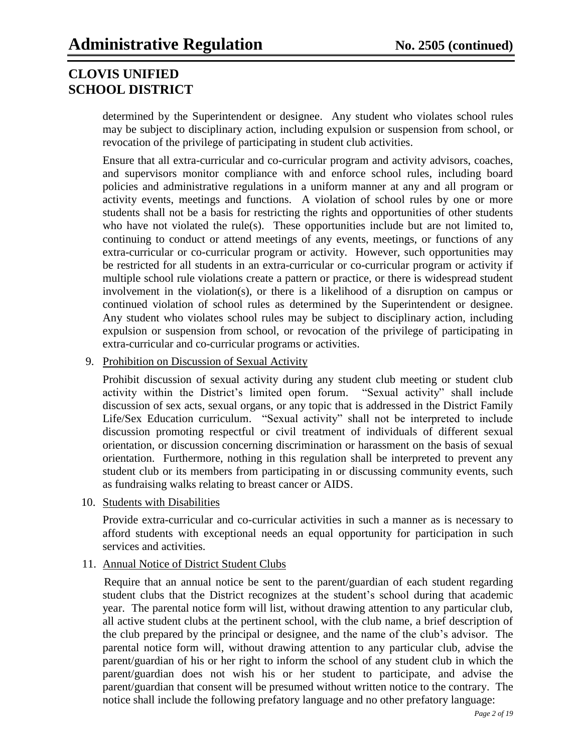determined by the Superintendent or designee. Any student who violates school rules may be subject to disciplinary action, including expulsion or suspension from school, or revocation of the privilege of participating in student club activities.

Ensure that all extra-curricular and co-curricular program and activity advisors, coaches, and supervisors monitor compliance with and enforce school rules, including board policies and administrative regulations in a uniform manner at any and all program or activity events, meetings and functions. A violation of school rules by one or more students shall not be a basis for restricting the rights and opportunities of other students who have not violated the rule(s). These opportunities include but are not limited to, continuing to conduct or attend meetings of any events, meetings, or functions of any extra-curricular or co-curricular program or activity. However, such opportunities may be restricted for all students in an extra-curricular or co-curricular program or activity if multiple school rule violations create a pattern or practice, or there is widespread student involvement in the violation(s), or there is a likelihood of a disruption on campus or continued violation of school rules as determined by the Superintendent or designee. Any student who violates school rules may be subject to disciplinary action, including expulsion or suspension from school, or revocation of the privilege of participating in extra-curricular and co-curricular programs or activities.

9. <u>Prohibition on Discussion of Sexual Activity</u>

   Prohibit discussion of sexual activity during any student club meeting or student club activity within the District's limited open forum. "Sexual activity" shall include discussion of sex acts, sexual organs, or any topic that is addressed in the District Family Life/Sex Education curriculum. "Sexual activity" shall not be interpreted to include discussion promoting respectful or civil treatment of individuals of different sexual orientation, or discussion concerning discrimination or harassment on the basis of sexual orientation. Furthermore, nothing in this regulation shall be interpreted to prevent any student club or its members from participating in or discussing community events, such as fundraising walks relating to breast cancer or AIDS.

10. <u>Students with Disabilities</u>

    Provide extra-curricular and co-curricular activities in such a manner as is necessary to afford students with exceptional needs an equal opportunity for participation in such services and activities.

11. <u>Annual Notice of District Student Clubs</u>

    Require that an annual notice be sent to the parent/guardian of each student regarding student clubs that the District recognizes at the student's school during that academic year. The parental notice form will list, without drawing attention to any particular club, all active student clubs at the pertinent school, with the club name, a brief description of the club prepared by the principal or designee, and the name of the club's advisor. The parental notice form will, without drawing attention to any particular club, advise the parent/guardian of his or her right to inform the school of any student club in which the parent/guardian does not wish his or her student to participate, and advise the parent/guardian that consent will be presumed without written notice to the contrary. The notice shall include the following prefatory language and no other prefatory language: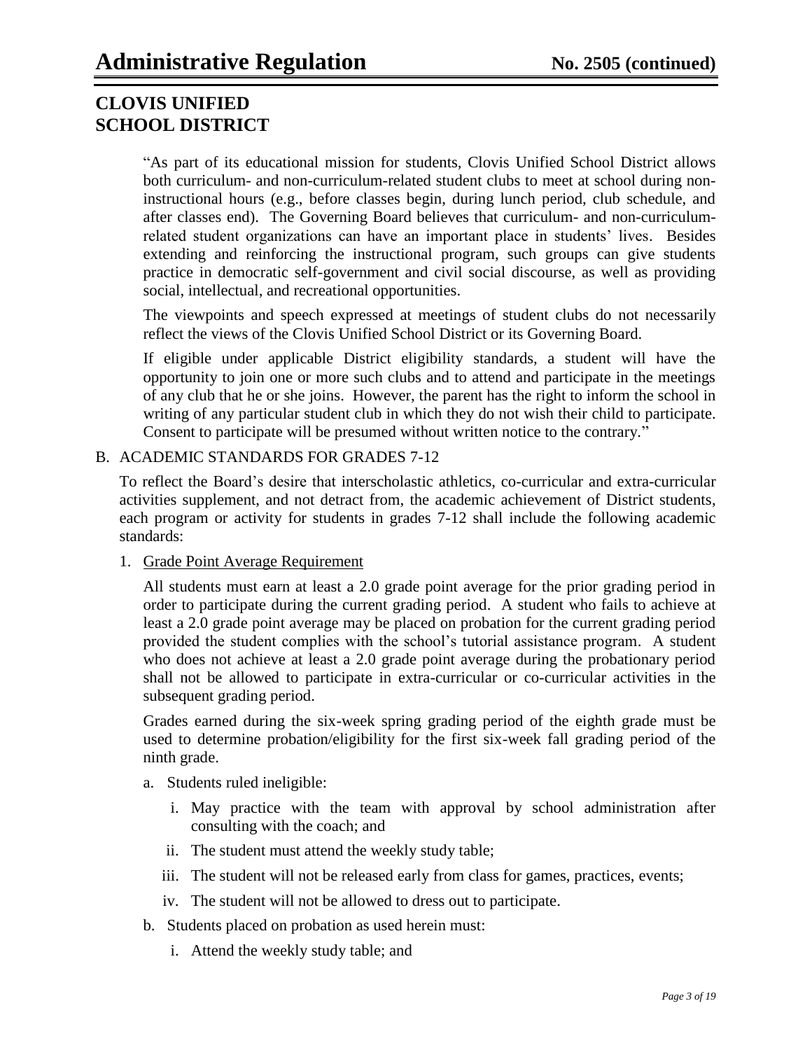"As part of its educational mission for students, Clovis Unified School District allows both curriculum- and non-curriculum-related student clubs to meet at school during non-instructional hours (e.g., before classes begin, during lunch period, club schedule, and after classes end). The Governing Board believes that curriculum- and non-curriculum-related student organizations can have an important place in students' lives. Besides extending and reinforcing the instructional program, such groups can give students practice in democratic self-government and civil social discourse, as well as providing social, intellectual, and recreational opportunities.

The viewpoints and speech expressed at meetings of student clubs do not necessarily reflect the views of the Clovis Unified School District or its Governing Board.

If eligible under applicable District eligibility standards, a student will have the opportunity to join one or more such clubs and to attend and participate in the meetings of any club that he or she joins. However, the parent has the right to inform the school in writing of any particular student club in which they do not wish their child to participate. Consent to participate will be presumed without written notice to the contrary."

B. ACADEMIC STANDARDS FOR GRADES 7-12

To reflect the Board's desire that interscholastic athletics, co-curricular and extra-curricular activities supplement, and not detract from, the academic achievement of District students, each program or activity for students in grades 7-12 shall include the following academic standards:

1. <u>Grade Point Average Requirement</u>

   All students must earn at least a 2.0 grade point average for the prior grading period in order to participate during the current grading period. A student who fails to achieve at least a 2.0 grade point average may be placed on probation for the current grading period provided the student complies with the school's tutorial assistance program. A student who does not achieve at least a 2.0 grade point average during the probationary period shall not be allowed to participate in extra-curricular or co-curricular activities in the subsequent grading period.

   Grades earned during the six-week spring grading period of the eighth grade must be used to determine probation/eligibility for the first six-week fall grading period of the ninth grade.

   a. Students ruled ineligible:

      i. May practice with the team with approval by school administration after consulting with the coach; and

      ii. The student must attend the weekly study table;

      iii. The student will not be released early from class for games, practices, events;

      iv. The student will not be allowed to dress out to participate.

   b. Students placed on probation as used herein must:

      i. Attend the weekly study table; and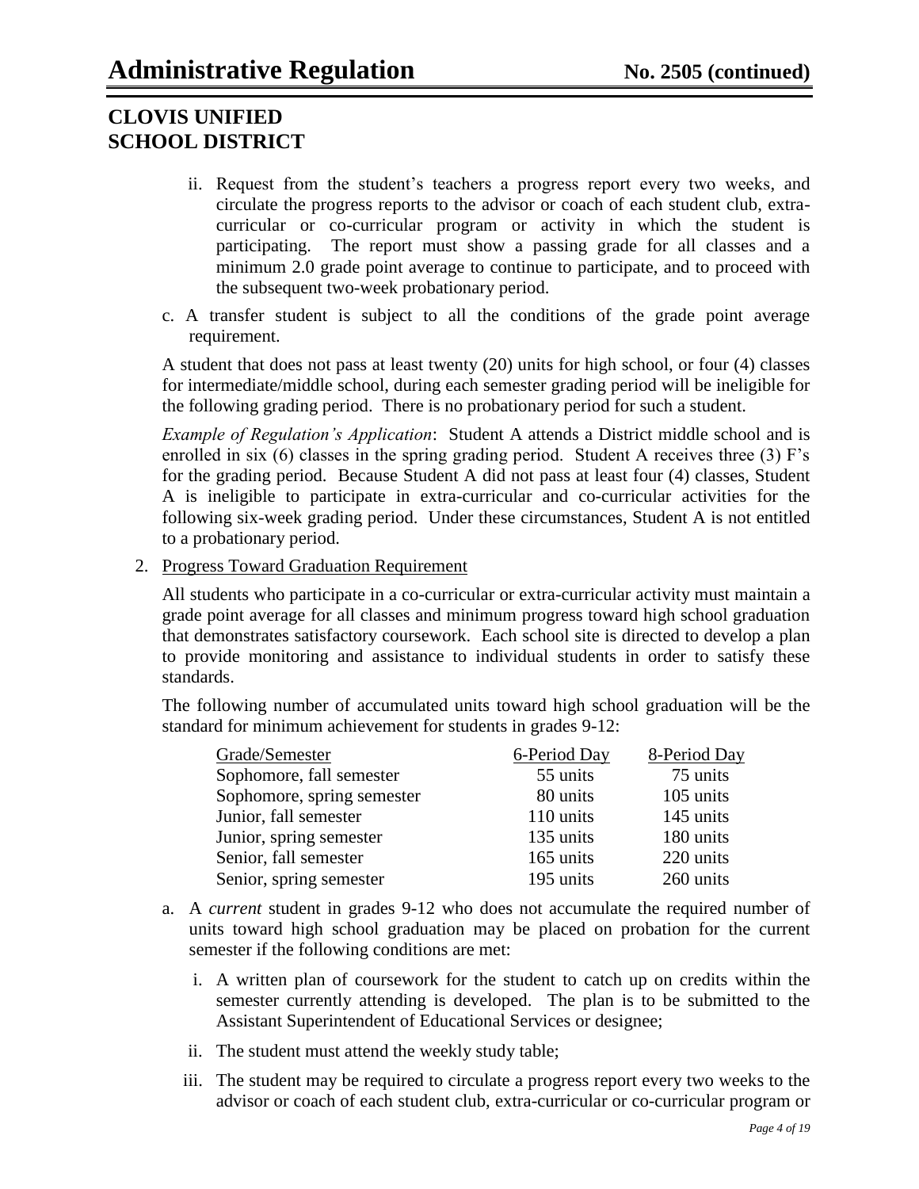ii. Request from the student's teachers a progress report every two weeks, and circulate the progress reports to the advisor or coach of each student club, extra-curricular or co-curricular program or activity in which the student is participating. The report must show a passing grade for all classes and a minimum 2.0 grade point average to continue to participate, and to proceed with the subsequent two-week probationary period.

c. A transfer student is subject to all the conditions of the grade point average requirement.

A student that does not pass at least twenty (20) units for high school, or four (4) classes for intermediate/middle school, during each semester grading period will be ineligible for the following grading period. There is no probationary period for such a student.

*Example of Regulation's Application*: Student A attends a District middle school and is enrolled in six (6) classes in the spring grading period. Student A receives three (3) F's for the grading period. Because Student A did not pass at least four (4) classes, Student A is ineligible to participate in extra-curricular and co-curricular activities for the following six-week grading period. Under these circumstances, Student A is not entitled to a probationary period.

2. Progress Toward Graduation Requirement

All students who participate in a co-curricular or extra-curricular activity must maintain a grade point average for all classes and minimum progress toward high school graduation that demonstrates satisfactory coursework. Each school site is directed to develop a plan to provide monitoring and assistance to individual students in order to satisfy these standards.

The following number of accumulated units toward high school graduation will be the standard for minimum achievement for students in grades 9-12:

| Grade/Semester | 6-Period Day | 8-Period Day |
|---|---|---|
| Sophomore, fall semester | 55 units | 75 units |
| Sophomore, spring semester | 80 units | 105 units |
| Junior, fall semester | 110 units | 145 units |
| Junior, spring semester | 135 units | 180 units |
| Senior, fall semester | 165 units | 220 units |
| Senior, spring semester | 195 units | 260 units |

a. A *current* student in grades 9-12 who does not accumulate the required number of units toward high school graduation may be placed on probation for the current semester if the following conditions are met:

i. A written plan of coursework for the student to catch up on credits within the semester currently attending is developed. The plan is to be submitted to the Assistant Superintendent of Educational Services or designee;

ii. The student must attend the weekly study table;

iii. The student may be required to circulate a progress report every two weeks to the advisor or coach of each student club, extra-curricular or co-curricular program or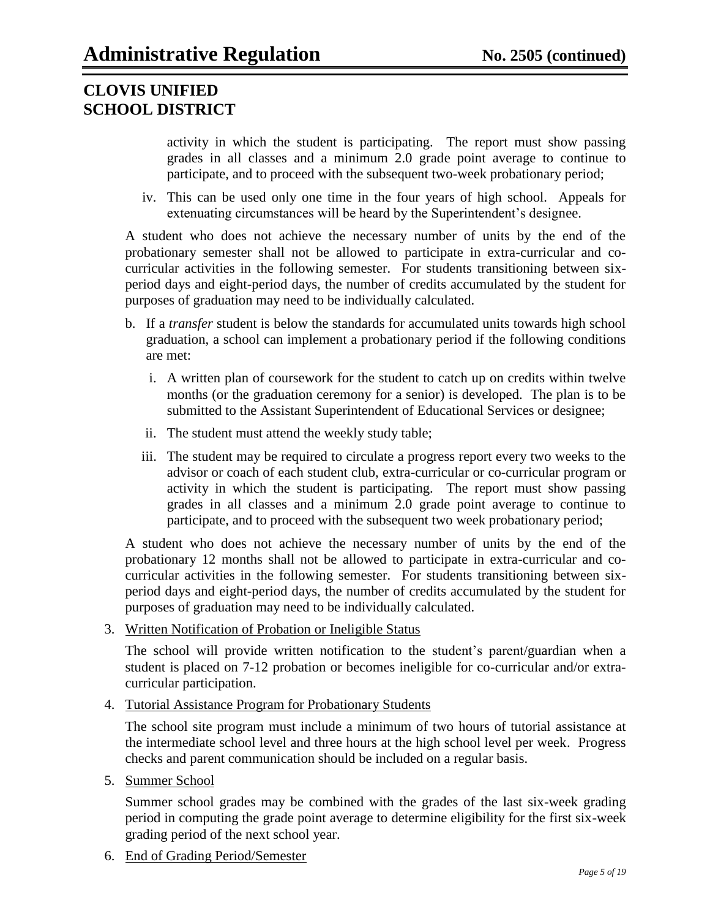activity in which the student is participating. The report must show passing grades in all classes and a minimum 2.0 grade point average to continue to participate, and to proceed with the subsequent two-week probationary period;

iv. This can be used only one time in the four years of high school. Appeals for extenuating circumstances will be heard by the Superintendent's designee.

A student who does not achieve the necessary number of units by the end of the probationary semester shall not be allowed to participate in extra-curricular and co-curricular activities in the following semester. For students transitioning between six-period days and eight-period days, the number of credits accumulated by the student for purposes of graduation may need to be individually calculated.

b. If a *transfer* student is below the standards for accumulated units towards high school graduation, a school can implement a probationary period if the following conditions are met:

   i. A written plan of coursework for the student to catch up on credits within twelve months (or the graduation ceremony for a senior) is developed. The plan is to be submitted to the Assistant Superintendent of Educational Services or designee;

   ii. The student must attend the weekly study table;

   iii. The student may be required to circulate a progress report every two weeks to the advisor or coach of each student club, extra-curricular or co-curricular program or activity in which the student is participating. The report must show passing grades in all classes and a minimum 2.0 grade point average to continue to participate, and to proceed with the subsequent two week probationary period;

A student who does not achieve the necessary number of units by the end of the probationary 12 months shall not be allowed to participate in extra-curricular and co-curricular activities in the following semester. For students transitioning between six-period days and eight-period days, the number of credits accumulated by the student for purposes of graduation may need to be individually calculated.

3. <u>Written Notification of Probation or Ineligible Status</u>

   The school will provide written notification to the student's parent/guardian when a student is placed on 7-12 probation or becomes ineligible for co-curricular and/or extra-curricular participation.

4. <u>Tutorial Assistance Program for Probationary Students</u>

   The school site program must include a minimum of two hours of tutorial assistance at the intermediate school level and three hours at the high school level per week. Progress checks and parent communication should be included on a regular basis.

5. <u>Summer School</u>

   Summer school grades may be combined with the grades of the last six-week grading period in computing the grade point average to determine eligibility for the first six-week grading period of the next school year.

6. <u>End of Grading Period/Semester</u>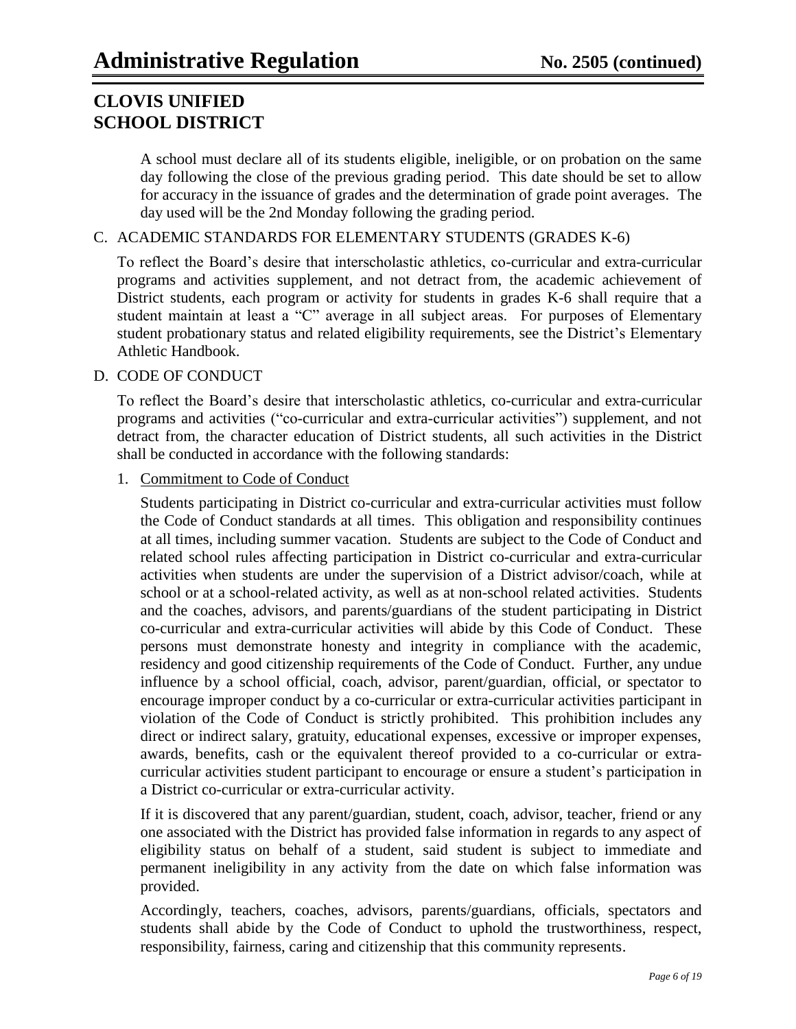A school must declare all of its students eligible, ineligible, or on probation on the same day following the close of the previous grading period. This date should be set to allow for accuracy in the issuance of grades and the determination of grade point averages. The day used will be the 2nd Monday following the grading period.

C. ACADEMIC STANDARDS FOR ELEMENTARY STUDENTS (GRADES K-6)

To reflect the Board's desire that interscholastic athletics, co-curricular and extra-curricular programs and activities supplement, and not detract from, the academic achievement of District students, each program or activity for students in grades K-6 shall require that a student maintain at least a "C" average in all subject areas. For purposes of Elementary student probationary status and related eligibility requirements, see the District's Elementary Athletic Handbook.

D. CODE OF CONDUCT

To reflect the Board's desire that interscholastic athletics, co-curricular and extra-curricular programs and activities ("co-curricular and extra-curricular activities") supplement, and not detract from, the character education of District students, all such activities in the District shall be conducted in accordance with the following standards:

1. Commitment to Code of Conduct

Students participating in District co-curricular and extra-curricular activities must follow the Code of Conduct standards at all times. This obligation and responsibility continues at all times, including summer vacation. Students are subject to the Code of Conduct and related school rules affecting participation in District co-curricular and extra-curricular activities when students are under the supervision of a District advisor/coach, while at school or at a school-related activity, as well as at non-school related activities. Students and the coaches, advisors, and parents/guardians of the student participating in District co-curricular and extra-curricular activities will abide by this Code of Conduct. These persons must demonstrate honesty and integrity in compliance with the academic, residency and good citizenship requirements of the Code of Conduct. Further, any undue influence by a school official, coach, advisor, parent/guardian, official, or spectator to encourage improper conduct by a co-curricular or extra-curricular activities participant in violation of the Code of Conduct is strictly prohibited. This prohibition includes any direct or indirect salary, gratuity, educational expenses, excessive or improper expenses, awards, benefits, cash or the equivalent thereof provided to a co-curricular or extra-curricular activities student participant to encourage or ensure a student's participation in a District co-curricular or extra-curricular activity.

If it is discovered that any parent/guardian, student, coach, advisor, teacher, friend or any one associated with the District has provided false information in regards to any aspect of eligibility status on behalf of a student, said student is subject to immediate and permanent ineligibility in any activity from the date on which false information was provided.

Accordingly, teachers, coaches, advisors, parents/guardians, officials, spectators and students shall abide by the Code of Conduct to uphold the trustworthiness, respect, responsibility, fairness, caring and citizenship that this community represents.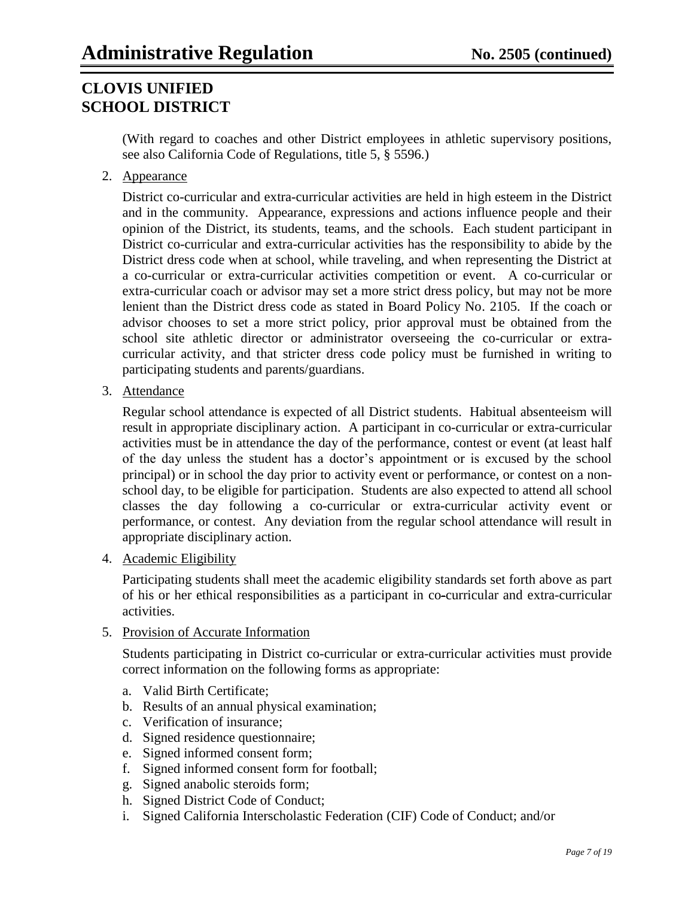(With regard to coaches and other District employees in athletic supervisory positions, see also California Code of Regulations, title 5, § 5596.)

2. Appearance

   District co-curricular and extra-curricular activities are held in high esteem in the District and in the community. Appearance, expressions and actions influence people and their opinion of the District, its students, teams, and the schools. Each student participant in District co-curricular and extra-curricular activities has the responsibility to abide by the District dress code when at school, while traveling, and when representing the District at a co-curricular or extra-curricular activities competition or event. A co-curricular or extra-curricular coach or advisor may set a more strict dress policy, but may not be more lenient than the District dress code as stated in Board Policy No. 2105. If the coach or advisor chooses to set a more strict policy, prior approval must be obtained from the school site athletic director or administrator overseeing the co-curricular or extra-curricular activity, and that stricter dress code policy must be furnished in writing to participating students and parents/guardians.

3. Attendance

   Regular school attendance is expected of all District students. Habitual absenteeism will result in appropriate disciplinary action. A participant in co-curricular or extra-curricular activities must be in attendance the day of the performance, contest or event (at least half of the day unless the student has a doctor's appointment or is excused by the school principal) or in school the day prior to activity event or performance, or contest on a non-school day, to be eligible for participation. Students are also expected to attend all school classes the day following a co-curricular or extra-curricular activity event or performance, or contest. Any deviation from the regular school attendance will result in appropriate disciplinary action.

4. Academic Eligibility

   Participating students shall meet the academic eligibility standards set forth above as part of his or her ethical responsibilities as a participant in co-curricular and extra-curricular activities.

5. Provision of Accurate Information

   Students participating in District co-curricular or extra-curricular activities must provide correct information on the following forms as appropriate:

   a. Valid Birth Certificate;
   b. Results of an annual physical examination;
   c. Verification of insurance;
   d. Signed residence questionnaire;
   e. Signed informed consent form;
   f. Signed informed consent form for football;
   g. Signed anabolic steroids form;
   h. Signed District Code of Conduct;
   i. Signed California Interscholastic Federation (CIF) Code of Conduct; and/or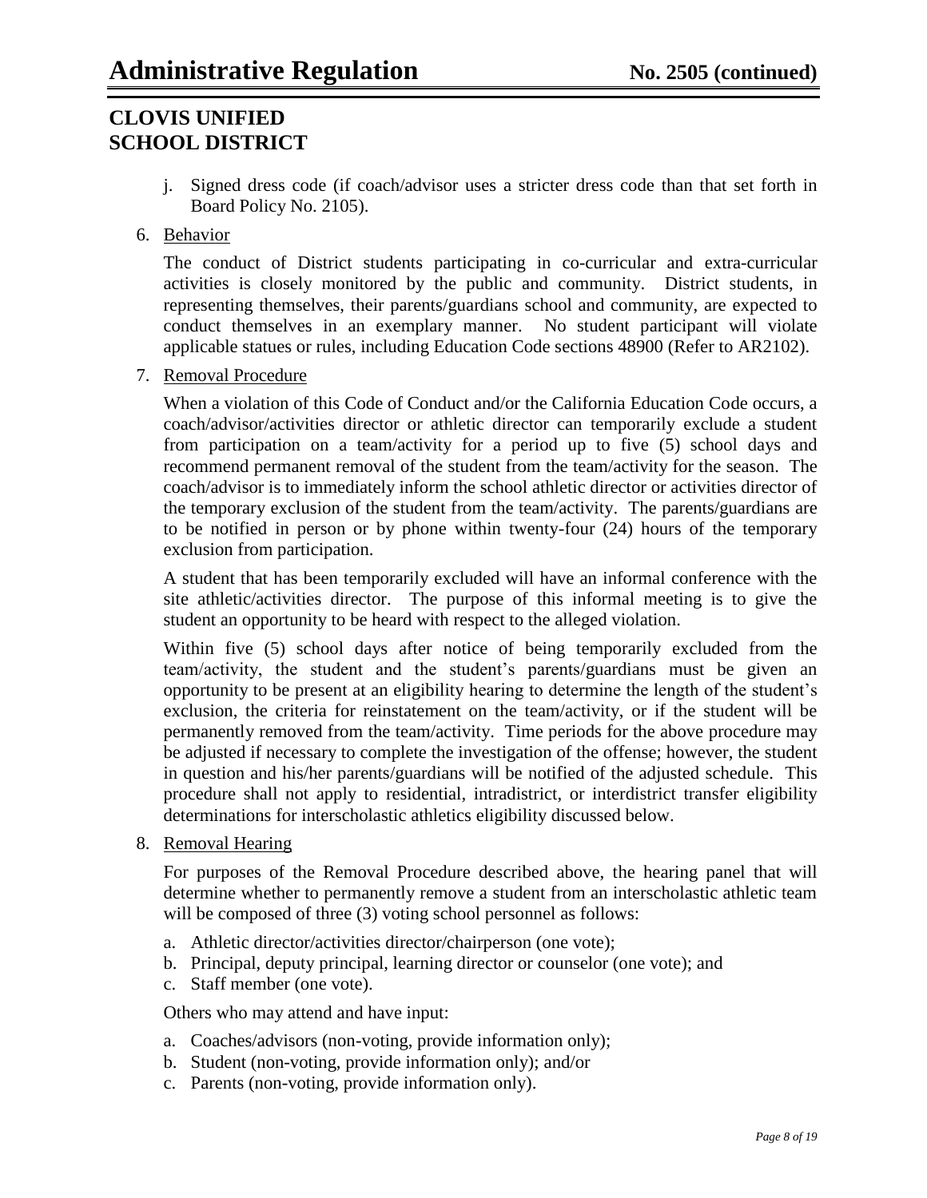j. Signed dress code (if coach/advisor uses a stricter dress code than that set forth in Board Policy No. 2105).

6. Behavior

   The conduct of District students participating in co-curricular and extra-curricular activities is closely monitored by the public and community. District students, in representing themselves, their parents/guardians school and community, are expected to conduct themselves in an exemplary manner. No student participant will violate applicable statues or rules, including Education Code sections 48900 (Refer to AR2102).

7. Removal Procedure

   When a violation of this Code of Conduct and/or the California Education Code occurs, a coach/advisor/activities director or athletic director can temporarily exclude a student from participation on a team/activity for a period up to five (5) school days and recommend permanent removal of the student from the team/activity for the season. The coach/advisor is to immediately inform the school athletic director or activities director of the temporary exclusion of the student from the team/activity. The parents/guardians are to be notified in person or by phone within twenty-four (24) hours of the temporary exclusion from participation.

   A student that has been temporarily excluded will have an informal conference with the site athletic/activities director. The purpose of this informal meeting is to give the student an opportunity to be heard with respect to the alleged violation.

   Within five (5) school days after notice of being temporarily excluded from the team/activity, the student and the student's parents/guardians must be given an opportunity to be present at an eligibility hearing to determine the length of the student's exclusion, the criteria for reinstatement on the team/activity, or if the student will be permanently removed from the team/activity. Time periods for the above procedure may be adjusted if necessary to complete the investigation of the offense; however, the student in question and his/her parents/guardians will be notified of the adjusted schedule. This procedure shall not apply to residential, intradistrict, or interdistrict transfer eligibility determinations for interscholastic athletics eligibility discussed below.

8. Removal Hearing

   For purposes of the Removal Procedure described above, the hearing panel that will determine whether to permanently remove a student from an interscholastic athletic team will be composed of three (3) voting school personnel as follows:

   a. Athletic director/activities director/chairperson (one vote);
   b. Principal, deputy principal, learning director or counselor (one vote); and
   c. Staff member (one vote).

   Others who may attend and have input:

   a. Coaches/advisors (non-voting, provide information only);
   b. Student (non-voting, provide information only); and/or
   c. Parents (non-voting, provide information only).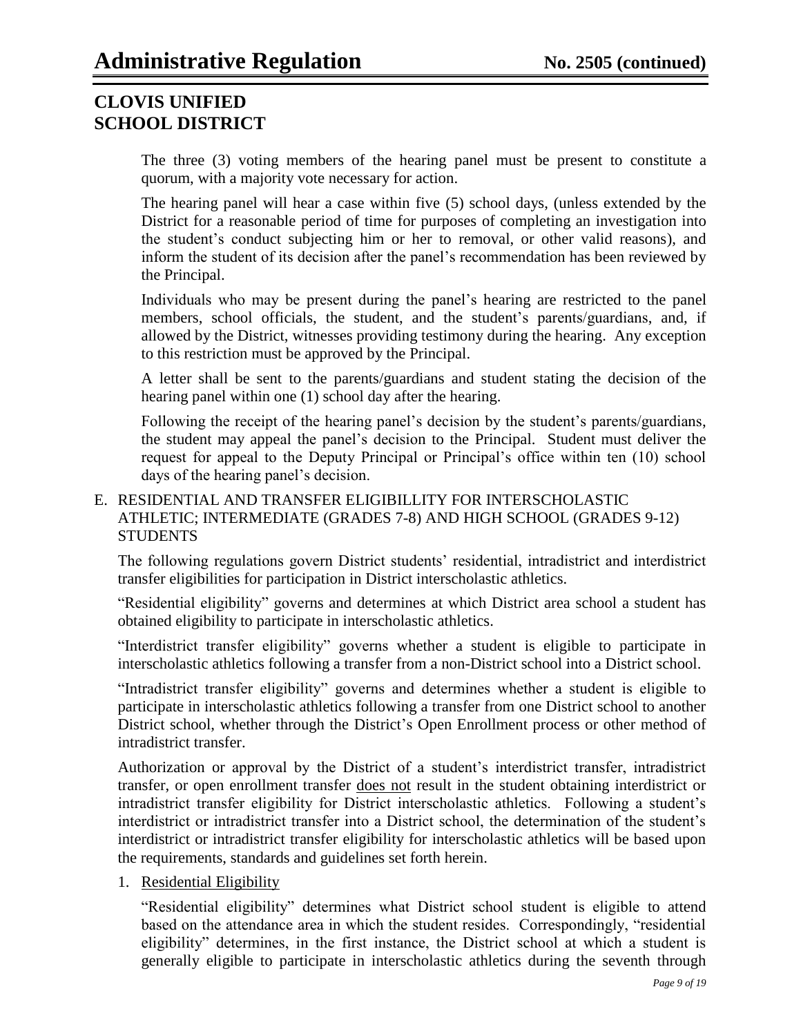The three (3) voting members of the hearing panel must be present to constitute a quorum, with a majority vote necessary for action.

The hearing panel will hear a case within five (5) school days, (unless extended by the District for a reasonable period of time for purposes of completing an investigation into the student's conduct subjecting him or her to removal, or other valid reasons), and inform the student of its decision after the panel's recommendation has been reviewed by the Principal.

Individuals who may be present during the panel's hearing are restricted to the panel members, school officials, the student, and the student's parents/guardians, and, if allowed by the District, witnesses providing testimony during the hearing. Any exception to this restriction must be approved by the Principal.

A letter shall be sent to the parents/guardians and student stating the decision of the hearing panel within one (1) school day after the hearing.

Following the receipt of the hearing panel's decision by the student's parents/guardians, the student may appeal the panel's decision to the Principal. Student must deliver the request for appeal to the Deputy Principal or Principal's office within ten (10) school days of the hearing panel's decision.

## E. RESIDENTIAL AND TRANSFER ELIGIBILLITY FOR INTERSCHOLASTIC ATHLETIC; INTERMEDIATE (GRADES 7-8) AND HIGH SCHOOL (GRADES 9-12) STUDENTS

The following regulations govern District students' residential, intradistrict and interdistrict transfer eligibilities for participation in District interscholastic athletics.

"Residential eligibility" governs and determines at which District area school a student has obtained eligibility to participate in interscholastic athletics.

"Interdistrict transfer eligibility" governs whether a student is eligible to participate in interscholastic athletics following a transfer from a non-District school into a District school.

"Intradistrict transfer eligibility" governs and determines whether a student is eligible to participate in interscholastic athletics following a transfer from one District school to another District school, whether through the District's Open Enrollment process or other method of intradistrict transfer.

Authorization or approval by the District of a student's interdistrict transfer, intradistrict transfer, or open enrollment transfer does not result in the student obtaining interdistrict or intradistrict transfer eligibility for District interscholastic athletics. Following a student's interdistrict or intradistrict transfer into a District school, the determination of the student's interdistrict or intradistrict transfer eligibility for interscholastic athletics will be based upon the requirements, standards and guidelines set forth herein.

1. Residential Eligibility

"Residential eligibility" determines what District school student is eligible to attend based on the attendance area in which the student resides. Correspondingly, "residential eligibility" determines, in the first instance, the District school at which a student is generally eligible to participate in interscholastic athletics during the seventh through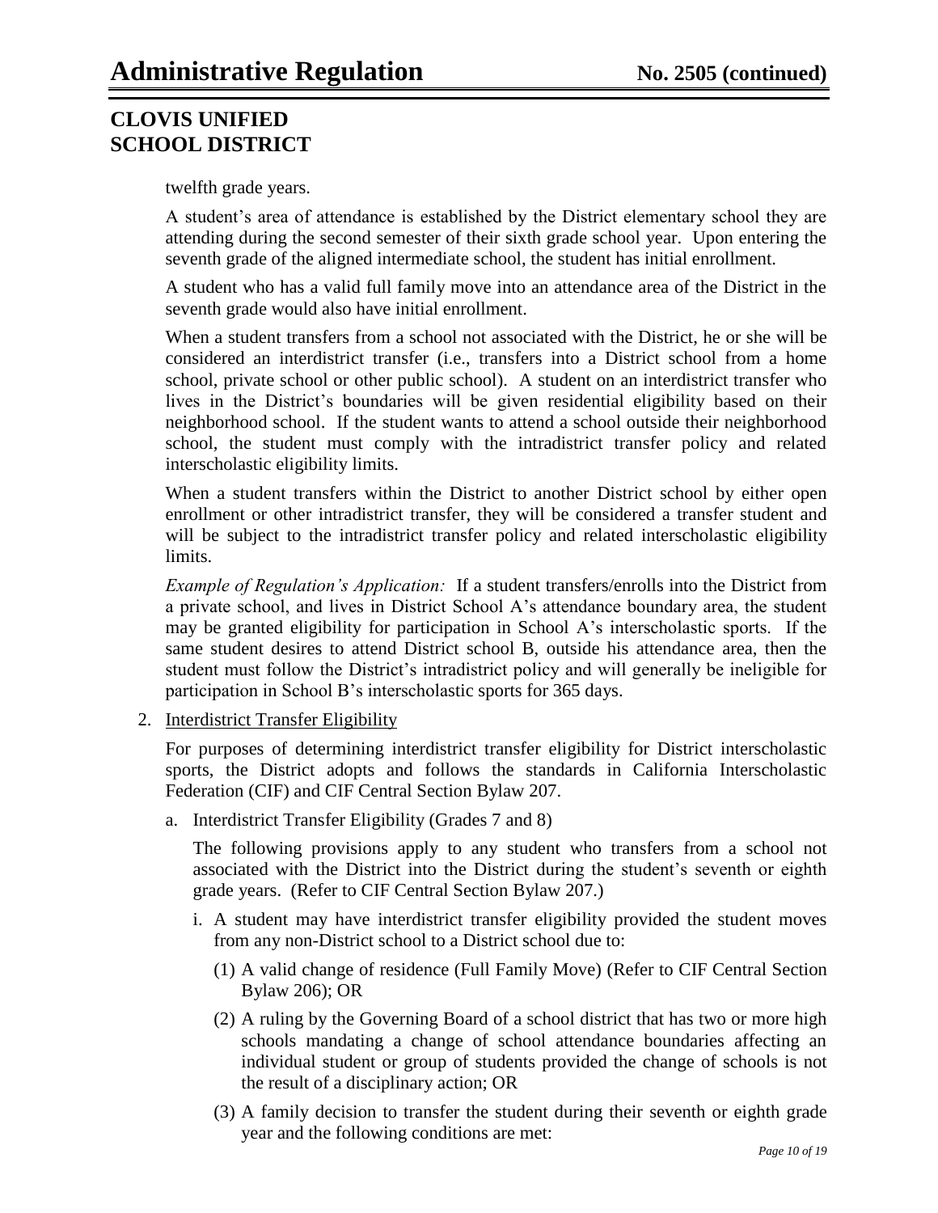twelfth grade years.

A student's area of attendance is established by the District elementary school they are attending during the second semester of their sixth grade school year. Upon entering the seventh grade of the aligned intermediate school, the student has initial enrollment.

A student who has a valid full family move into an attendance area of the District in the seventh grade would also have initial enrollment.

When a student transfers from a school not associated with the District, he or she will be considered an interdistrict transfer (i.e., transfers into a District school from a home school, private school or other public school). A student on an interdistrict transfer who lives in the District's boundaries will be given residential eligibility based on their neighborhood school. If the student wants to attend a school outside their neighborhood school, the student must comply with the intradistrict transfer policy and related interscholastic eligibility limits.

When a student transfers within the District to another District school by either open enrollment or other intradistrict transfer, they will be considered a transfer student and will be subject to the intradistrict transfer policy and related interscholastic eligibility limits.

*Example of Regulation's Application:* If a student transfers/enrolls into the District from a private school, and lives in District School A's attendance boundary area, the student may be granted eligibility for participation in School A's interscholastic sports. If the same student desires to attend District school B, outside his attendance area, then the student must follow the District's intradistrict policy and will generally be ineligible for participation in School B's interscholastic sports for 365 days.

2. Interdistrict Transfer Eligibility

   For purposes of determining interdistrict transfer eligibility for District interscholastic sports, the District adopts and follows the standards in California Interscholastic Federation (CIF) and CIF Central Section Bylaw 207.

   a. Interdistrict Transfer Eligibility (Grades 7 and 8)

      The following provisions apply to any student who transfers from a school not associated with the District into the District during the student's seventh or eighth grade years. (Refer to CIF Central Section Bylaw 207.)

      i. A student may have interdistrict transfer eligibility provided the student moves from any non-District school to a District school due to:

         (1) A valid change of residence (Full Family Move) (Refer to CIF Central Section Bylaw 206); OR

         (2) A ruling by the Governing Board of a school district that has two or more high schools mandating a change of school attendance boundaries affecting an individual student or group of students provided the change of schools is not the result of a disciplinary action; OR

         (3) A family decision to transfer the student during their seventh or eighth grade year and the following conditions are met: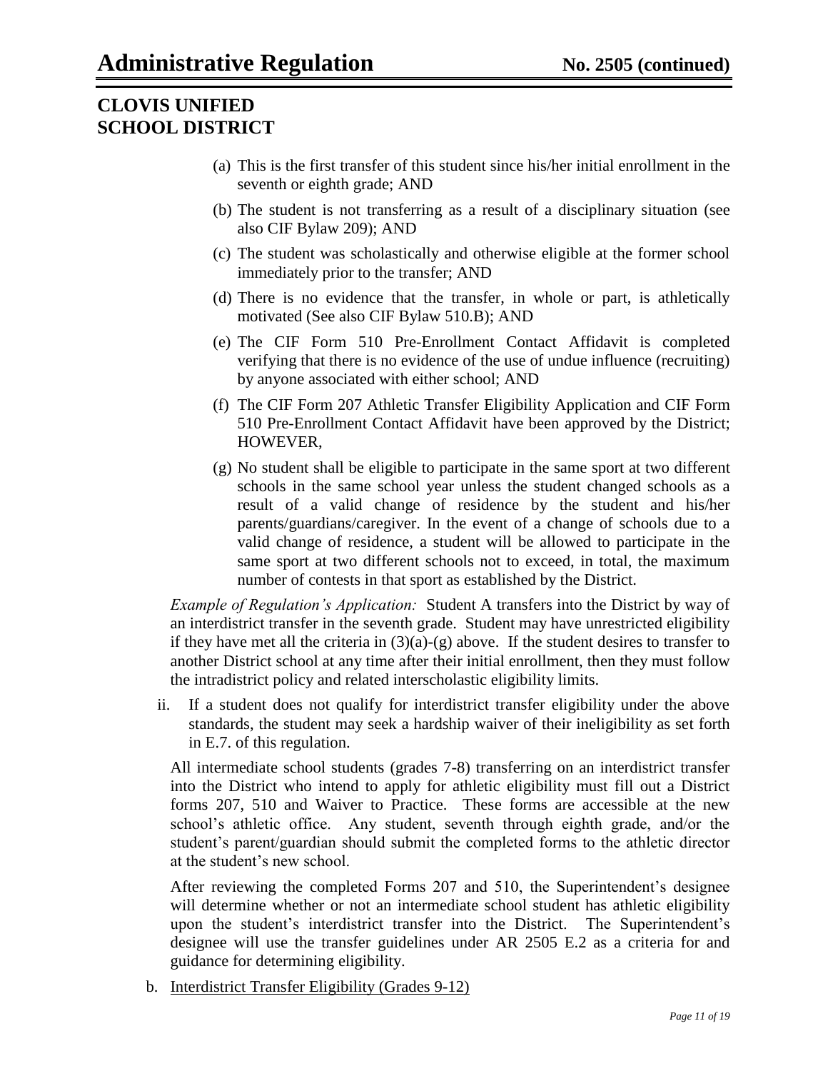(a) This is the first transfer of this student since his/her initial enrollment in the seventh or eighth grade; AND

(b) The student is not transferring as a result of a disciplinary situation (see also CIF Bylaw 209); AND

(c) The student was scholastically and otherwise eligible at the former school immediately prior to the transfer; AND

(d) There is no evidence that the transfer, in whole or part, is athletically motivated (See also CIF Bylaw 510.B); AND

(e) The CIF Form 510 Pre-Enrollment Contact Affidavit is completed verifying that there is no evidence of the use of undue influence (recruiting) by anyone associated with either school; AND

(f) The CIF Form 207 Athletic Transfer Eligibility Application and CIF Form 510 Pre-Enrollment Contact Affidavit have been approved by the District; HOWEVER,

(g) No student shall be eligible to participate in the same sport at two different schools in the same school year unless the student changed schools as a result of a valid change of residence by the student and his/her parents/guardians/caregiver. In the event of a change of schools due to a valid change of residence, a student will be allowed to participate in the same sport at two different schools not to exceed, in total, the maximum number of contests in that sport as established by the District.

*Example of Regulation's Application:* Student A transfers into the District by way of an interdistrict transfer in the seventh grade. Student may have unrestricted eligibility if they have met all the criteria in (3)(a)-(g) above. If the student desires to transfer to another District school at any time after their initial enrollment, then they must follow the intradistrict policy and related interscholastic eligibility limits.

ii. If a student does not qualify for interdistrict transfer eligibility under the above standards, the student may seek a hardship waiver of their ineligibility as set forth in E.7. of this regulation.

All intermediate school students (grades 7-8) transferring on an interdistrict transfer into the District who intend to apply for athletic eligibility must fill out a District forms 207, 510 and Waiver to Practice. These forms are accessible at the new school's athletic office. Any student, seventh through eighth grade, and/or the student's parent/guardian should submit the completed forms to the athletic director at the student's new school.

After reviewing the completed Forms 207 and 510, the Superintendent's designee will determine whether or not an intermediate school student has athletic eligibility upon the student's interdistrict transfer into the District. The Superintendent's designee will use the transfer guidelines under AR 2505 E.2 as a criteria for and guidance for determining eligibility.

b. Interdistrict Transfer Eligibility (Grades 9-12)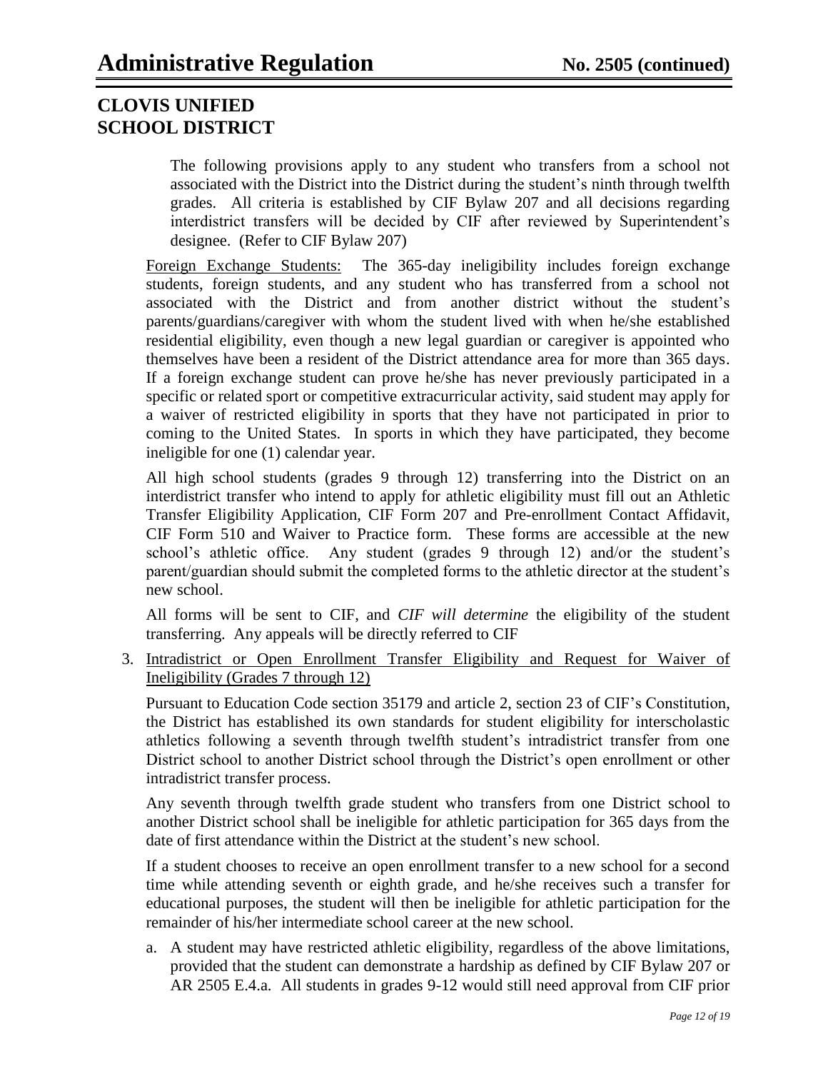The following provisions apply to any student who transfers from a school not associated with the District into the District during the student's ninth through twelfth grades. All criteria is established by CIF Bylaw 207 and all decisions regarding interdistrict transfers will be decided by CIF after reviewed by Superintendent's designee. (Refer to CIF Bylaw 207)

Foreign Exchange Students: The 365-day ineligibility includes foreign exchange students, foreign students, and any student who has transferred from a school not associated with the District and from another district without the student's parents/guardians/caregiver with whom the student lived with when he/she established residential eligibility, even though a new legal guardian or caregiver is appointed who themselves have been a resident of the District attendance area for more than 365 days. If a foreign exchange student can prove he/she has never previously participated in a specific or related sport or competitive extracurricular activity, said student may apply for a waiver of restricted eligibility in sports that they have not participated in prior to coming to the United States. In sports in which they have participated, they become ineligible for one (1) calendar year.

All high school students (grades 9 through 12) transferring into the District on an interdistrict transfer who intend to apply for athletic eligibility must fill out an Athletic Transfer Eligibility Application, CIF Form 207 and Pre-enrollment Contact Affidavit, CIF Form 510 and Waiver to Practice form. These forms are accessible at the new school's athletic office. Any student (grades 9 through 12) and/or the student's parent/guardian should submit the completed forms to the athletic director at the student's new school.

All forms will be sent to CIF, and *CIF will determine* the eligibility of the student transferring. Any appeals will be directly referred to CIF

3. Intradistrict or Open Enrollment Transfer Eligibility and Request for Waiver of Ineligibility (Grades 7 through 12)

   Pursuant to Education Code section 35179 and article 2, section 23 of CIF's Constitution, the District has established its own standards for student eligibility for interscholastic athletics following a seventh through twelfth student's intradistrict transfer from one District school to another District school through the District's open enrollment or other intradistrict transfer process.

   Any seventh through twelfth grade student who transfers from one District school to another District school shall be ineligible for athletic participation for 365 days from the date of first attendance within the District at the student's new school.

   If a student chooses to receive an open enrollment transfer to a new school for a second time while attending seventh or eighth grade, and he/she receives such a transfer for educational purposes, the student will then be ineligible for athletic participation for the remainder of his/her intermediate school career at the new school.

   a. A student may have restricted athletic eligibility, regardless of the above limitations, provided that the student can demonstrate a hardship as defined by CIF Bylaw 207 or AR 2505 E.4.a. All students in grades 9-12 would still need approval from CIF prior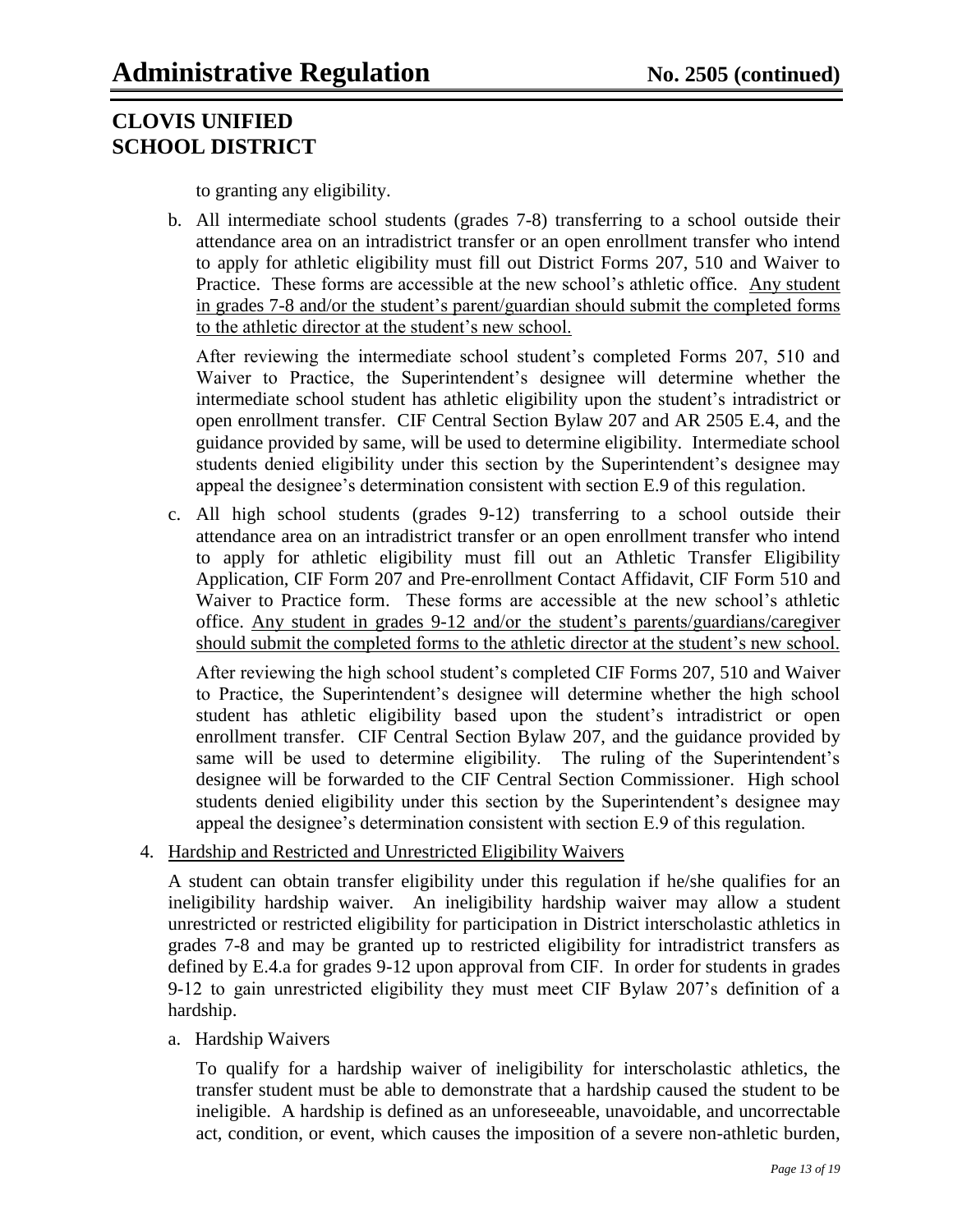to granting any eligibility.

b. All intermediate school students (grades 7-8) transferring to a school outside their attendance area on an intradistrict transfer or an open enrollment transfer who intend to apply for athletic eligibility must fill out District Forms 207, 510 and Waiver to Practice. These forms are accessible at the new school's athletic office. <u>Any student in grades 7-8 and/or the student's parent/guardian should submit the completed forms to the athletic director at the student's new school.</u>

   After reviewing the intermediate school student's completed Forms 207, 510 and Waiver to Practice, the Superintendent's designee will determine whether the intermediate school student has athletic eligibility upon the student's intradistrict or open enrollment transfer. CIF Central Section Bylaw 207 and AR 2505 E.4, and the guidance provided by same, will be used to determine eligibility. Intermediate school students denied eligibility under this section by the Superintendent's designee may appeal the designee's determination consistent with section E.9 of this regulation.

c. All high school students (grades 9-12) transferring to a school outside their attendance area on an intradistrict transfer or an open enrollment transfer who intend to apply for athletic eligibility must fill out an Athletic Transfer Eligibility Application, CIF Form 207 and Pre-enrollment Contact Affidavit, CIF Form 510 and Waiver to Practice form. These forms are accessible at the new school's athletic office. <u>Any student in grades 9-12 and/or the student's parents/guardians/caregiver should submit the completed forms to the athletic director at the student's new school.</u>

   After reviewing the high school student's completed CIF Forms 207, 510 and Waiver to Practice, the Superintendent's designee will determine whether the high school student has athletic eligibility based upon the student's intradistrict or open enrollment transfer. CIF Central Section Bylaw 207, and the guidance provided by same will be used to determine eligibility. The ruling of the Superintendent's designee will be forwarded to the CIF Central Section Commissioner. High school students denied eligibility under this section by the Superintendent's designee may appeal the designee's determination consistent with section E.9 of this regulation.

4. <u>Hardship and Restricted and Unrestricted Eligibility Waivers</u>

   A student can obtain transfer eligibility under this regulation if he/she qualifies for an ineligibility hardship waiver. An ineligibility hardship waiver may allow a student unrestricted or restricted eligibility for participation in District interscholastic athletics in grades 7-8 and may be granted up to restricted eligibility for intradistrict transfers as defined by E.4.a for grades 9-12 upon approval from CIF. In order for students in grades 9-12 to gain unrestricted eligibility they must meet CIF Bylaw 207's definition of a hardship.

   a. Hardship Waivers

      To qualify for a hardship waiver of ineligibility for interscholastic athletics, the transfer student must be able to demonstrate that a hardship caused the student to be ineligible. A hardship is defined as an unforeseeable, unavoidable, and uncorrectable act, condition, or event, which causes the imposition of a severe non-athletic burden,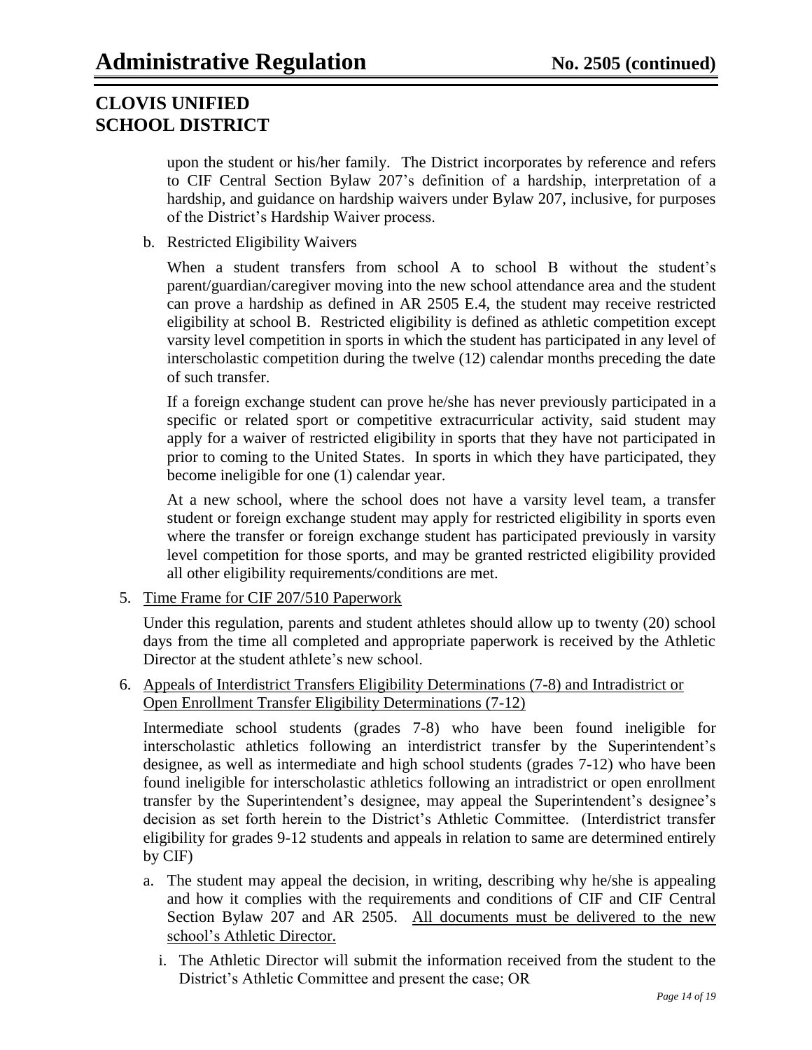upon the student or his/her family. The District incorporates by reference and refers to CIF Central Section Bylaw 207's definition of a hardship, interpretation of a hardship, and guidance on hardship waivers under Bylaw 207, inclusive, for purposes of the District's Hardship Waiver process.

b. Restricted Eligibility Waivers

When a student transfers from school A to school B without the student's parent/guardian/caregiver moving into the new school attendance area and the student can prove a hardship as defined in AR 2505 E.4, the student may receive restricted eligibility at school B. Restricted eligibility is defined as athletic competition except varsity level competition in sports in which the student has participated in any level of interscholastic competition during the twelve (12) calendar months preceding the date of such transfer.

If a foreign exchange student can prove he/she has never previously participated in a specific or related sport or competitive extracurricular activity, said student may apply for a waiver of restricted eligibility in sports that they have not participated in prior to coming to the United States. In sports in which they have participated, they become ineligible for one (1) calendar year.

At a new school, where the school does not have a varsity level team, a transfer student or foreign exchange student may apply for restricted eligibility in sports even where the transfer or foreign exchange student has participated previously in varsity level competition for those sports, and may be granted restricted eligibility provided all other eligibility requirements/conditions are met.

5. <u>Time Frame for CIF 207/510 Paperwork</u>

Under this regulation, parents and student athletes should allow up to twenty (20) school days from the time all completed and appropriate paperwork is received by the Athletic Director at the student athlete's new school.

6. <u>Appeals of Interdistrict Transfers Eligibility Determinations (7-8) and Intradistrict or Open Enrollment Transfer Eligibility Determinations (7-12)</u>

Intermediate school students (grades 7-8) who have been found ineligible for interscholastic athletics following an interdistrict transfer by the Superintendent's designee, as well as intermediate and high school students (grades 7-12) who have been found ineligible for interscholastic athletics following an intradistrict or open enrollment transfer by the Superintendent's designee, may appeal the Superintendent's designee's decision as set forth herein to the District's Athletic Committee. (Interdistrict transfer eligibility for grades 9-12 students and appeals in relation to same are determined entirely by CIF)

a. The student may appeal the decision, in writing, describing why he/she is appealing and how it complies with the requirements and conditions of CIF and CIF Central Section Bylaw 207 and AR 2505. <u>All documents must be delivered to the new school's Athletic Director.</u>

   i. The Athletic Director will submit the information received from the student to the District's Athletic Committee and present the case; OR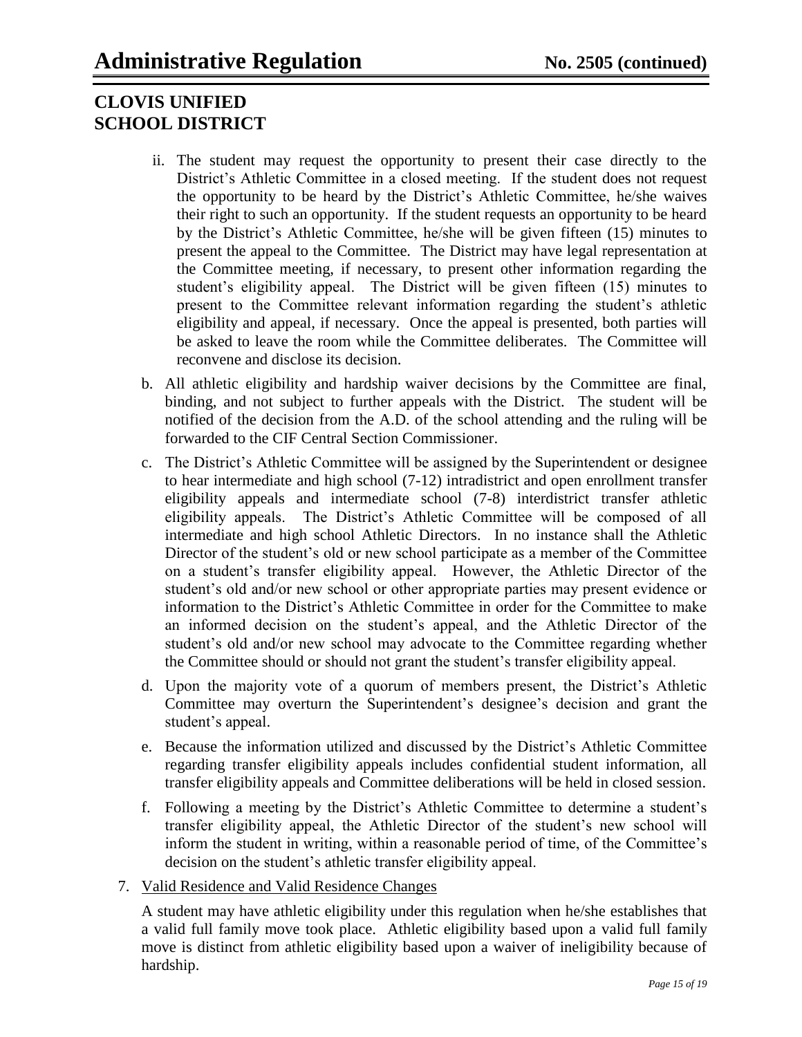ii. The student may request the opportunity to present their case directly to the District's Athletic Committee in a closed meeting. If the student does not request the opportunity to be heard by the District's Athletic Committee, he/she waives their right to such an opportunity. If the student requests an opportunity to be heard by the District's Athletic Committee, he/she will be given fifteen (15) minutes to present the appeal to the Committee. The District may have legal representation at the Committee meeting, if necessary, to present other information regarding the student's eligibility appeal. The District will be given fifteen (15) minutes to present to the Committee relevant information regarding the student's athletic eligibility and appeal, if necessary. Once the appeal is presented, both parties will be asked to leave the room while the Committee deliberates. The Committee will reconvene and disclose its decision.

b. All athletic eligibility and hardship waiver decisions by the Committee are final, binding, and not subject to further appeals with the District. The student will be notified of the decision from the A.D. of the school attending and the ruling will be forwarded to the CIF Central Section Commissioner.

c. The District's Athletic Committee will be assigned by the Superintendent or designee to hear intermediate and high school (7-12) intradistrict and open enrollment transfer eligibility appeals and intermediate school (7-8) interdistrict transfer athletic eligibility appeals. The District's Athletic Committee will be composed of all intermediate and high school Athletic Directors. In no instance shall the Athletic Director of the student's old or new school participate as a member of the Committee on a student's transfer eligibility appeal. However, the Athletic Director of the student's old and/or new school or other appropriate parties may present evidence or information to the District's Athletic Committee in order for the Committee to make an informed decision on the student's appeal, and the Athletic Director of the student's old and/or new school may advocate to the Committee regarding whether the Committee should or should not grant the student's transfer eligibility appeal.

d. Upon the majority vote of a quorum of members present, the District's Athletic Committee may overturn the Superintendent's designee's decision and grant the student's appeal.

e. Because the information utilized and discussed by the District's Athletic Committee regarding transfer eligibility appeals includes confidential student information, all transfer eligibility appeals and Committee deliberations will be held in closed session.

f. Following a meeting by the District's Athletic Committee to determine a student's transfer eligibility appeal, the Athletic Director of the student's new school will inform the student in writing, within a reasonable period of time, of the Committee's decision on the student's athletic transfer eligibility appeal.

7. <u>Valid Residence and Valid Residence Changes</u>

A student may have athletic eligibility under this regulation when he/she establishes that a valid full family move took place. Athletic eligibility based upon a valid full family move is distinct from athletic eligibility based upon a waiver of ineligibility because of hardship.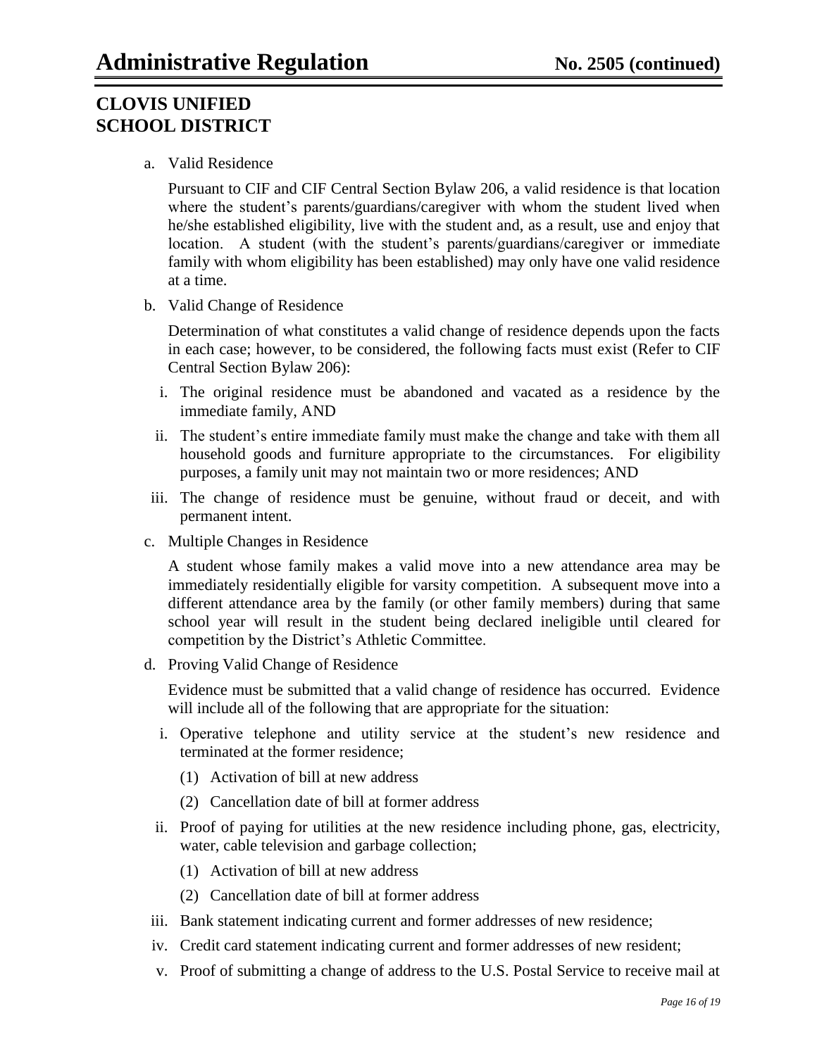a. Valid Residence

   Pursuant to CIF and CIF Central Section Bylaw 206, a valid residence is that location where the student's parents/guardians/caregiver with whom the student lived when he/she established eligibility, live with the student and, as a result, use and enjoy that location. A student (with the student's parents/guardians/caregiver or immediate family with whom eligibility has been established) may only have one valid residence at a time.

b. Valid Change of Residence

   Determination of what constitutes a valid change of residence depends upon the facts in each case; however, to be considered, the following facts must exist (Refer to CIF Central Section Bylaw 206):

   i. The original residence must be abandoned and vacated as a residence by the immediate family, AND

   ii. The student's entire immediate family must make the change and take with them all household goods and furniture appropriate to the circumstances. For eligibility purposes, a family unit may not maintain two or more residences; AND

   iii. The change of residence must be genuine, without fraud or deceit, and with permanent intent.

c. Multiple Changes in Residence

   A student whose family makes a valid move into a new attendance area may be immediately residentially eligible for varsity competition. A subsequent move into a different attendance area by the family (or other family members) during that same school year will result in the student being declared ineligible until cleared for competition by the District's Athletic Committee.

d. Proving Valid Change of Residence

   Evidence must be submitted that a valid change of residence has occurred. Evidence will include all of the following that are appropriate for the situation:

   i. Operative telephone and utility service at the student's new residence and terminated at the former residence;

      (1) Activation of bill at new address

      (2) Cancellation date of bill at former address

   ii. Proof of paying for utilities at the new residence including phone, gas, electricity, water, cable television and garbage collection;

      (1) Activation of bill at new address

      (2) Cancellation date of bill at former address

   iii. Bank statement indicating current and former addresses of new residence;

   iv. Credit card statement indicating current and former addresses of new resident;

   v. Proof of submitting a change of address to the U.S. Postal Service to receive mail at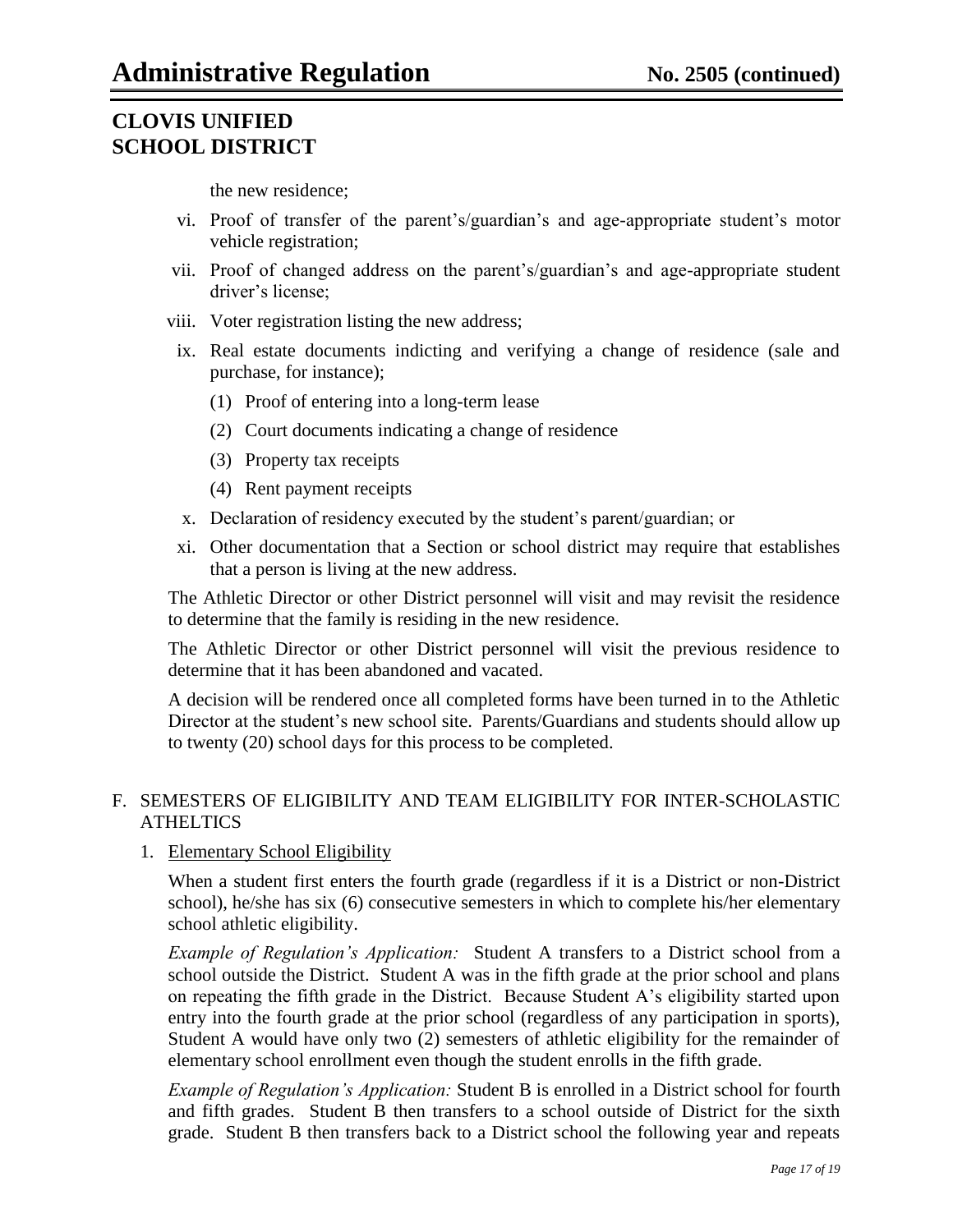the new residence;

vi. Proof of transfer of the parent's/guardian's and age-appropriate student's motor vehicle registration;

vii. Proof of changed address on the parent's/guardian's and age-appropriate student driver's license;

viii. Voter registration listing the new address;

ix. Real estate documents indicting and verifying a change of residence (sale and purchase, for instance);

(1) Proof of entering into a long-term lease

(2) Court documents indicating a change of residence

(3) Property tax receipts

(4) Rent payment receipts

x. Declaration of residency executed by the student's parent/guardian; or

xi. Other documentation that a Section or school district may require that establishes that a person is living at the new address.

The Athletic Director or other District personnel will visit and may revisit the residence to determine that the family is residing in the new residence.

The Athletic Director or other District personnel will visit the previous residence to determine that it has been abandoned and vacated.

A decision will be rendered once all completed forms have been turned in to the Athletic Director at the student's new school site. Parents/Guardians and students should allow up to twenty (20) school days for this process to be completed.

F. SEMESTERS OF ELIGIBILITY AND TEAM ELIGIBILITY FOR INTER-SCHOLASTIC ATHELTICS

1. Elementary School Eligibility

When a student first enters the fourth grade (regardless if it is a District or non-District school), he/she has six (6) consecutive semesters in which to complete his/her elementary school athletic eligibility.

*Example of Regulation's Application:* Student A transfers to a District school from a school outside the District. Student A was in the fifth grade at the prior school and plans on repeating the fifth grade in the District. Because Student A's eligibility started upon entry into the fourth grade at the prior school (regardless of any participation in sports), Student A would have only two (2) semesters of athletic eligibility for the remainder of elementary school enrollment even though the student enrolls in the fifth grade.

*Example of Regulation's Application:* Student B is enrolled in a District school for fourth and fifth grades. Student B then transfers to a school outside of District for the sixth grade. Student B then transfers back to a District school the following year and repeats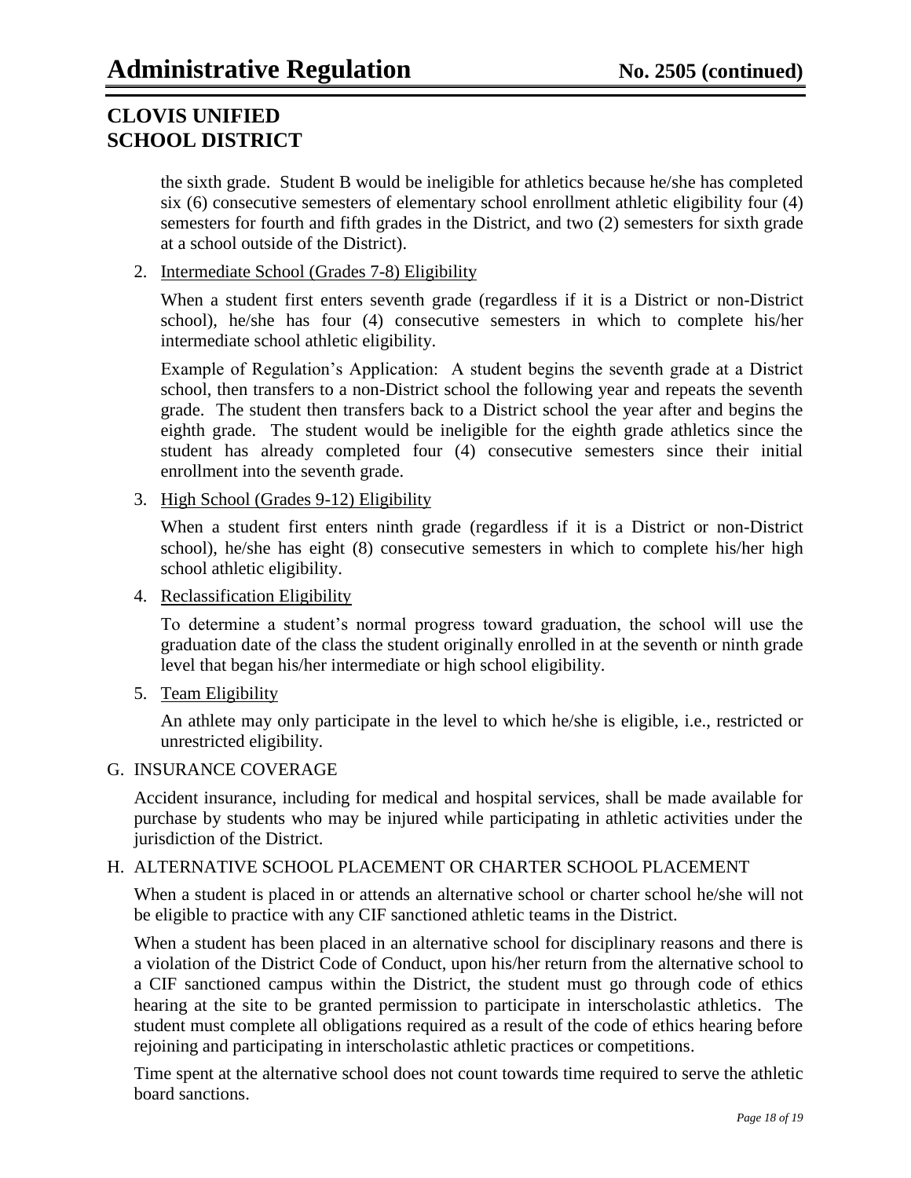the sixth grade. Student B would be ineligible for athletics because he/she has completed six (6) consecutive semesters of elementary school enrollment athletic eligibility four (4) semesters for fourth and fifth grades in the District, and two (2) semesters for sixth grade at a school outside of the District).

2. Intermediate School (Grades 7-8) Eligibility

   When a student first enters seventh grade (regardless if it is a District or non-District school), he/she has four (4) consecutive semesters in which to complete his/her intermediate school athletic eligibility.

   Example of Regulation's Application: A student begins the seventh grade at a District school, then transfers to a non-District school the following year and repeats the seventh grade. The student then transfers back to a District school the year after and begins the eighth grade. The student would be ineligible for the eighth grade athletics since the student has already completed four (4) consecutive semesters since their initial enrollment into the seventh grade.

3. High School (Grades 9-12) Eligibility

   When a student first enters ninth grade (regardless if it is a District or non-District school), he/she has eight (8) consecutive semesters in which to complete his/her high school athletic eligibility.

4. Reclassification Eligibility

   To determine a student's normal progress toward graduation, the school will use the graduation date of the class the student originally enrolled in at the seventh or ninth grade level that began his/her intermediate or high school eligibility.

5. Team Eligibility

   An athlete may only participate in the level to which he/she is eligible, i.e., restricted or unrestricted eligibility.

G. INSURANCE COVERAGE

Accident insurance, including for medical and hospital services, shall be made available for purchase by students who may be injured while participating in athletic activities under the jurisdiction of the District.

H. ALTERNATIVE SCHOOL PLACEMENT OR CHARTER SCHOOL PLACEMENT

When a student is placed in or attends an alternative school or charter school he/she will not be eligible to practice with any CIF sanctioned athletic teams in the District.

When a student has been placed in an alternative school for disciplinary reasons and there is a violation of the District Code of Conduct, upon his/her return from the alternative school to a CIF sanctioned campus within the District, the student must go through code of ethics hearing at the site to be granted permission to participate in interscholastic athletics. The student must complete all obligations required as a result of the code of ethics hearing before rejoining and participating in interscholastic athletic practices or competitions.

Time spent at the alternative school does not count towards time required to serve the athletic board sanctions.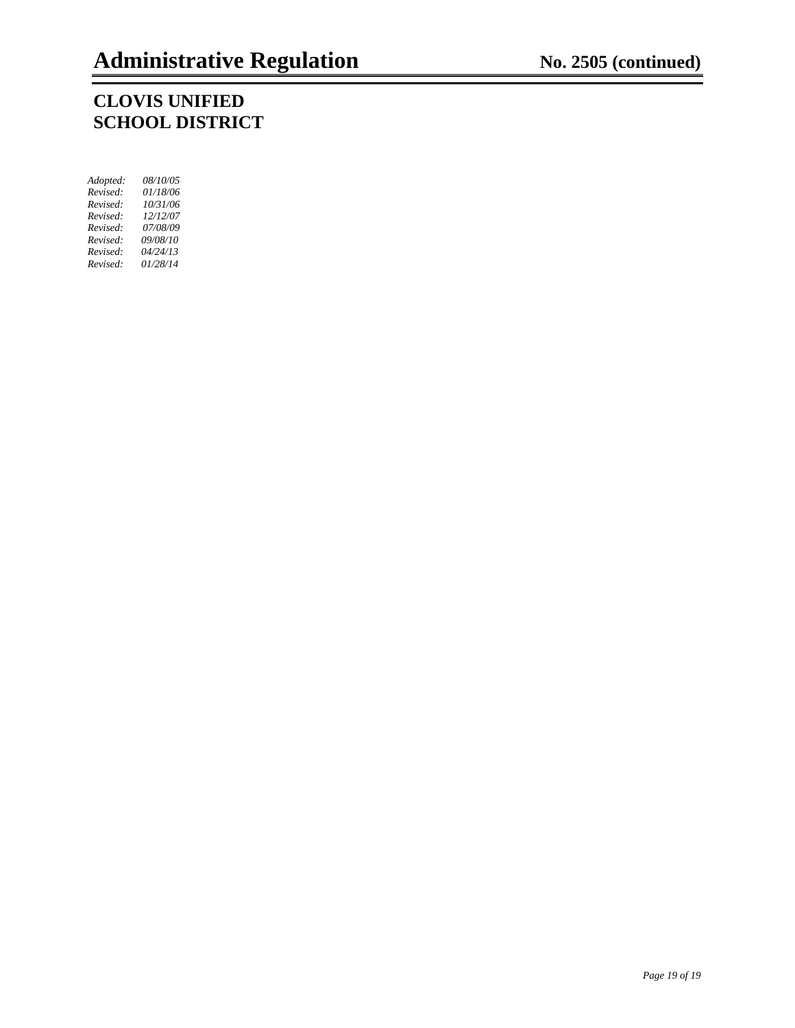**CLOVIS UNIFIED SCHOOL DISTRICT**

*Adopted: 08/10/05*
*Revised: 01/18/06*
*Revised: 10/31/06*
*Revised: 12/12/07*
*Revised: 07/08/09*
*Revised: 09/08/10*
*Revised: 04/24/13*
*Revised: 01/28/14*